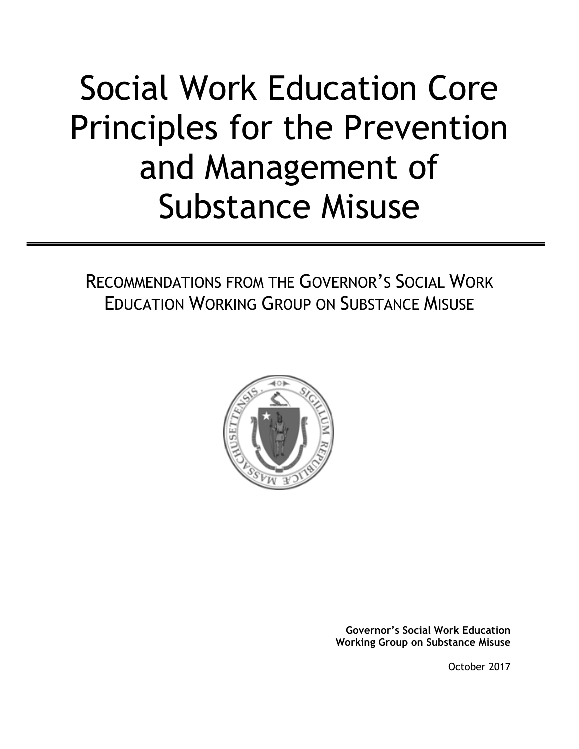# Social Work Education Core Principles for the Prevention and Management of Substance Misuse

## RECOMMENDATIONS FROM THE GOVERNOR'S SOCIAL WORK EDUCATION WORKING GROUP ON SUBSTANCE MISUSE

**Governor's Social Work Education Working Group on Substance Misuse**

October 2017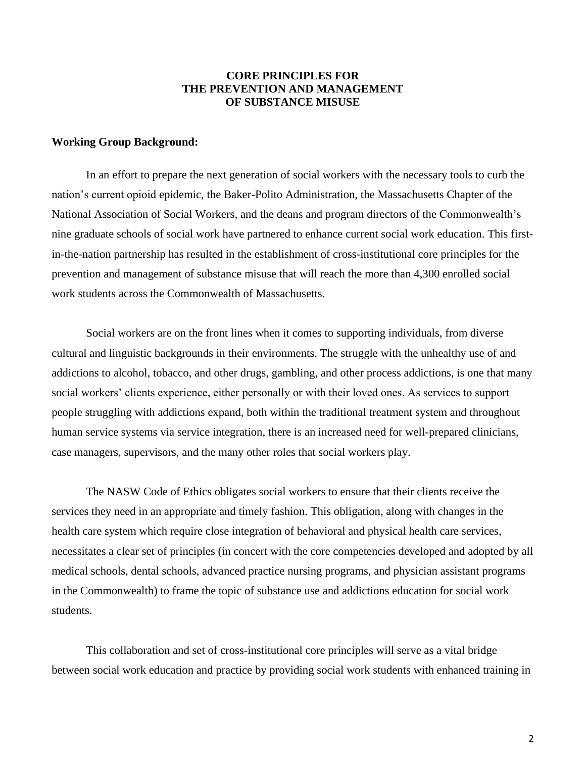# CORE PRINCIPLES FOR THE PREVENTION AND MANAGEMENT OF SUBSTANCE MISUSE

**Working Group Background:**

In an effort to prepare the next generation of social workers with the necessary tools to curb the nation's current opioid epidemic, the Baker-Polito Administration, the Massachusetts Chapter of the National Association of Social Workers, and the deans and program directors of the Commonwealth's nine graduate schools of social work have partnered to enhance current social work education. This first-in-the-nation partnership has resulted in the establishment of cross-institutional core principles for the prevention and management of substance misuse that will reach the more than 4,300 enrolled social work students across the Commonwealth of Massachusetts.

Social workers are on the front lines when it comes to supporting individuals, from diverse cultural and linguistic backgrounds in their environments. The struggle with the unhealthy use of and addictions to alcohol, tobacco, and other drugs, gambling, and other process addictions, is one that many social workers' clients experience, either personally or with their loved ones. As services to support people struggling with addictions expand, both within the traditional treatment system and throughout human service systems via service integration, there is an increased need for well-prepared clinicians, case managers, supervisors, and the many other roles that social workers play.

The NASW Code of Ethics obligates social workers to ensure that their clients receive the services they need in an appropriate and timely fashion. This obligation, along with changes in the health care system which require close integration of behavioral and physical health care services, necessitates a clear set of principles (in concert with the core competencies developed and adopted by all medical schools, dental schools, advanced practice nursing programs, and physician assistant programs in the Commonwealth) to frame the topic of substance use and addictions education for social work students.

This collaboration and set of cross-institutional core principles will serve as a vital bridge between social work education and practice by providing social work students with enhanced training in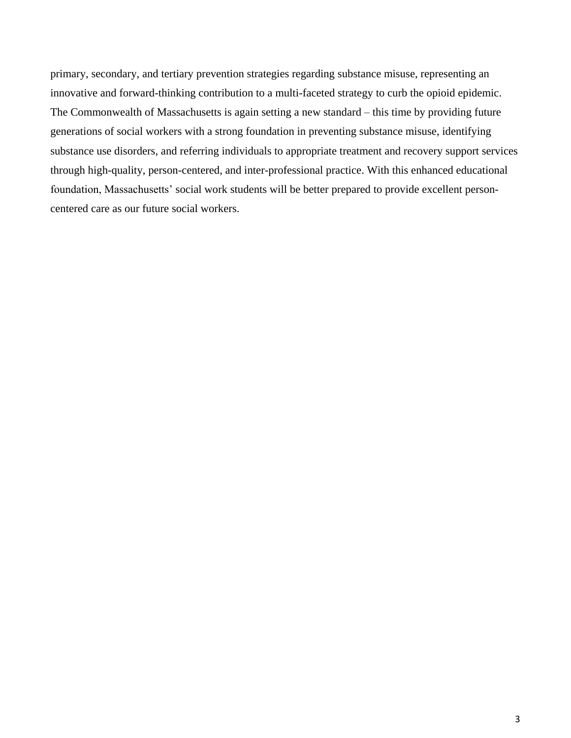primary, secondary, and tertiary prevention strategies regarding substance misuse, representing an innovative and forward-thinking contribution to a multi-faceted strategy to curb the opioid epidemic. The Commonwealth of Massachusetts is again setting a new standard – this time by providing future generations of social workers with a strong foundation in preventing substance misuse, identifying substance use disorders, and referring individuals to appropriate treatment and recovery support services through high-quality, person-centered, and inter-professional practice. With this enhanced educational foundation, Massachusetts' social work students will be better prepared to provide excellent person-centered care as our future social workers.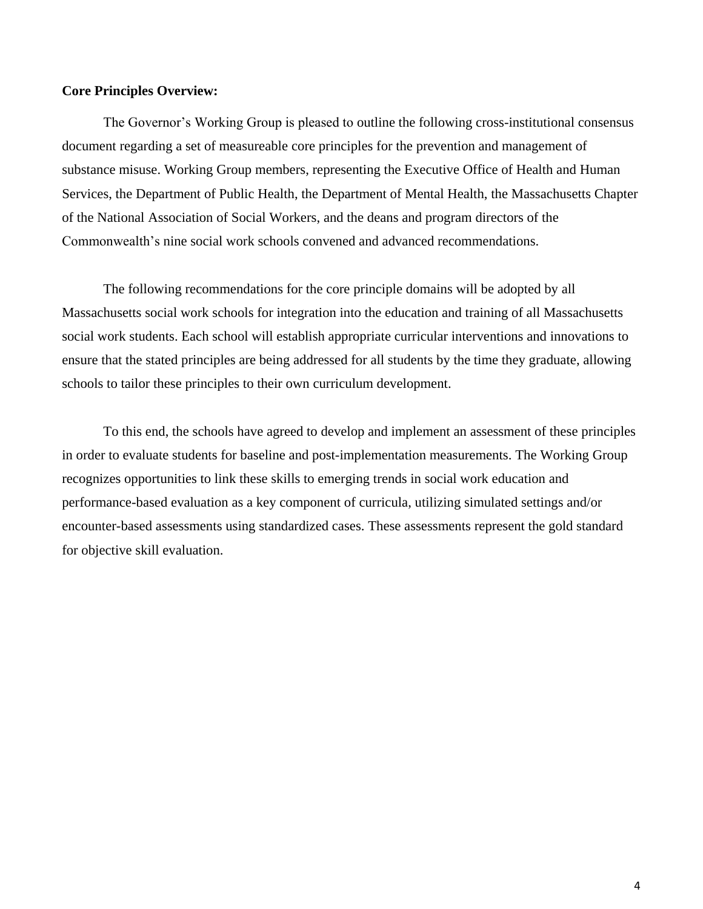**Core Principles Overview:**

The Governor's Working Group is pleased to outline the following cross-institutional consensus document regarding a set of measureable core principles for the prevention and management of substance misuse. Working Group members, representing the Executive Office of Health and Human Services, the Department of Public Health, the Department of Mental Health, the Massachusetts Chapter of the National Association of Social Workers, and the deans and program directors of the Commonwealth's nine social work schools convened and advanced recommendations.

The following recommendations for the core principle domains will be adopted by all Massachusetts social work schools for integration into the education and training of all Massachusetts social work students. Each school will establish appropriate curricular interventions and innovations to ensure that the stated principles are being addressed for all students by the time they graduate, allowing schools to tailor these principles to their own curriculum development.

To this end, the schools have agreed to develop and implement an assessment of these principles in order to evaluate students for baseline and post-implementation measurements. The Working Group recognizes opportunities to link these skills to emerging trends in social work education and performance-based evaluation as a key component of curricula, utilizing simulated settings and/or encounter-based assessments using standardized cases. These assessments represent the gold standard for objective skill evaluation.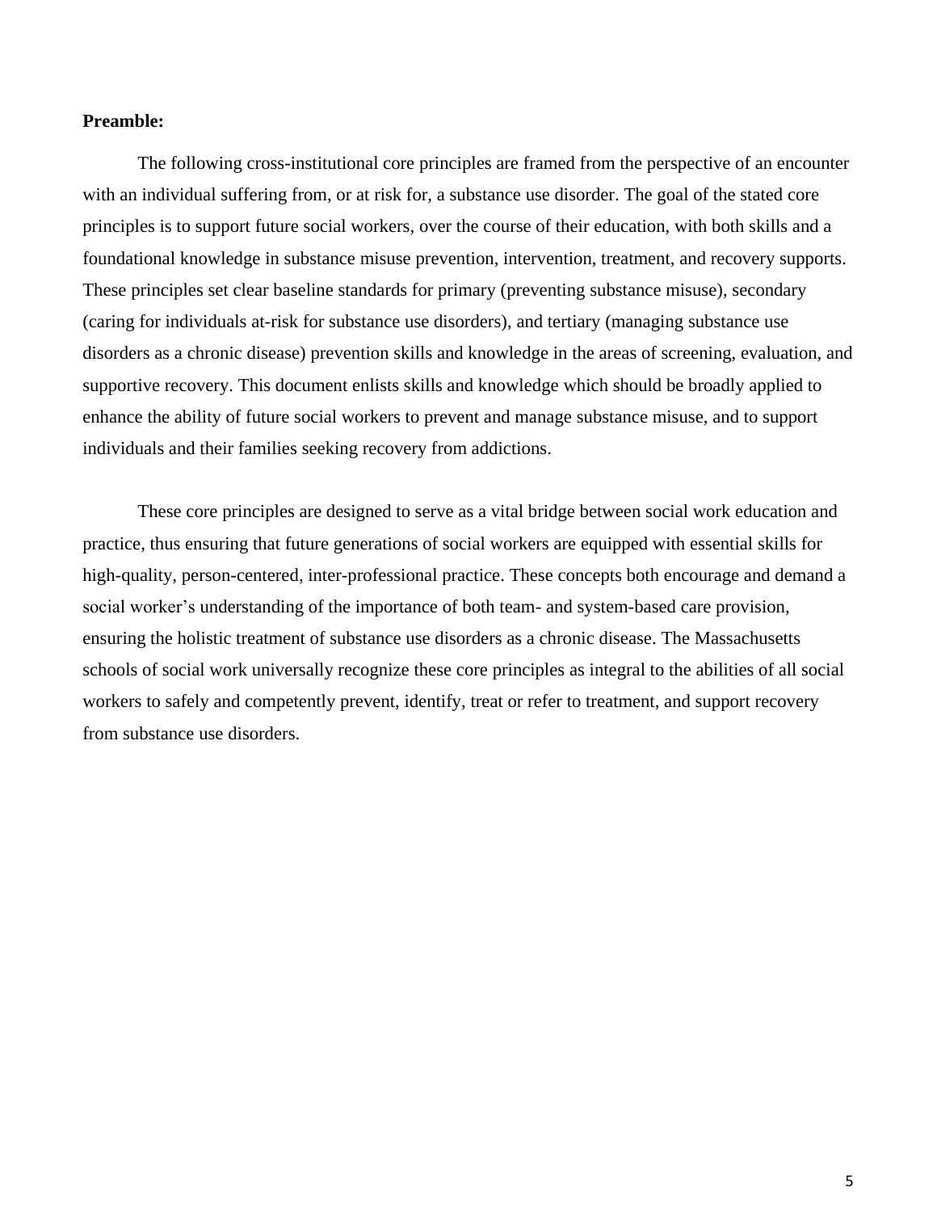**Preamble:**

The following cross-institutional core principles are framed from the perspective of an encounter with an individual suffering from, or at risk for, a substance use disorder. The goal of the stated core principles is to support future social workers, over the course of their education, with both skills and a foundational knowledge in substance misuse prevention, intervention, treatment, and recovery supports. These principles set clear baseline standards for primary (preventing substance misuse), secondary (caring for individuals at-risk for substance use disorders), and tertiary (managing substance use disorders as a chronic disease) prevention skills and knowledge in the areas of screening, evaluation, and supportive recovery. This document enlists skills and knowledge which should be broadly applied to enhance the ability of future social workers to prevent and manage substance misuse, and to support individuals and their families seeking recovery from addictions.

These core principles are designed to serve as a vital bridge between social work education and practice, thus ensuring that future generations of social workers are equipped with essential skills for high-quality, person-centered, inter-professional practice. These concepts both encourage and demand a social worker's understanding of the importance of both team- and system-based care provision, ensuring the holistic treatment of substance use disorders as a chronic disease. The Massachusetts schools of social work universally recognize these core principles as integral to the abilities of all social workers to safely and competently prevent, identify, treat or refer to treatment, and support recovery from substance use disorders.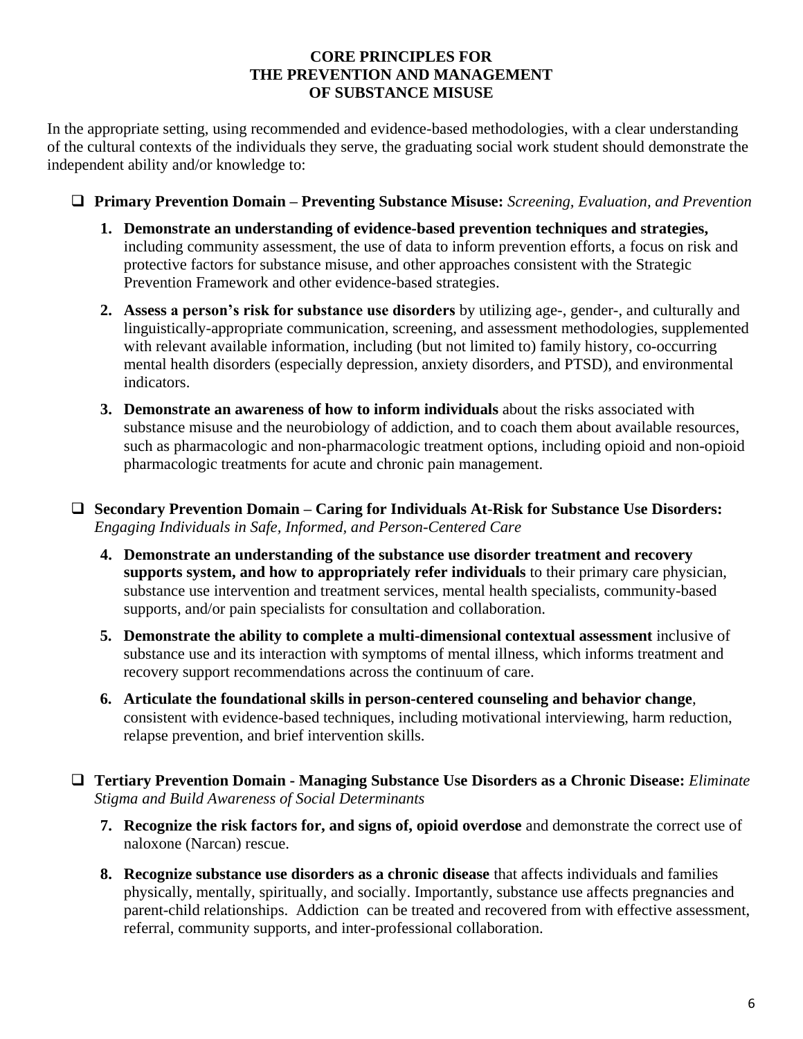# CORE PRINCIPLES FOR THE PREVENTION AND MANAGEMENT OF SUBSTANCE MISUSE

In the appropriate setting, using recommended and evidence-based methodologies, with a clear understanding of the cultural contexts of the individuals they serve, the graduating social work student should demonstrate the independent ability and/or knowledge to:

- ❑ **Primary Prevention Domain – Preventing Substance Misuse:** *Screening, Evaluation, and Prevention*

  1. **Demonstrate an understanding of evidence-based prevention techniques and strategies,** including community assessment, the use of data to inform prevention efforts, a focus on risk and protective factors for substance misuse, and other approaches consistent with the Strategic Prevention Framework and other evidence-based strategies.
  2. **Assess a person's risk for substance use disorders** by utilizing age-, gender-, and culturally and linguistically-appropriate communication, screening, and assessment methodologies, supplemented with relevant available information, including (but not limited to) family history, co-occurring mental health disorders (especially depression, anxiety disorders, and PTSD), and environmental indicators.
  3. **Demonstrate an awareness of how to inform individuals** about the risks associated with substance misuse and the neurobiology of addiction, and to coach them about available resources, such as pharmacologic and non-pharmacologic treatment options, including opioid and non-opioid pharmacologic treatments for acute and chronic pain management.

- ❑ **Secondary Prevention Domain – Caring for Individuals At-Risk for Substance Use Disorders:** *Engaging Individuals in Safe, Informed, and Person-Centered Care*

  4. **Demonstrate an understanding of the substance use disorder treatment and recovery supports system, and how to appropriately refer individuals** to their primary care physician, substance use intervention and treatment services, mental health specialists, community-based supports, and/or pain specialists for consultation and collaboration.
  5. **Demonstrate the ability to complete a multi-dimensional contextual assessment** inclusive of substance use and its interaction with symptoms of mental illness, which informs treatment and recovery support recommendations across the continuum of care.
  6. **Articulate the foundational skills in person-centered counseling and behavior change**, consistent with evidence-based techniques, including motivational interviewing, harm reduction, relapse prevention, and brief intervention skills.

- ❑ **Tertiary Prevention Domain - Managing Substance Use Disorders as a Chronic Disease:** *Eliminate Stigma and Build Awareness of Social Determinants*

  7. **Recognize the risk factors for, and signs of, opioid overdose** and demonstrate the correct use of naloxone (Narcan) rescue.
  8. **Recognize substance use disorders as a chronic disease** that affects individuals and families physically, mentally, spiritually, and socially. Importantly, substance use affects pregnancies and parent-child relationships. Addiction can be treated and recovered from with effective assessment, referral, community supports, and inter-professional collaboration.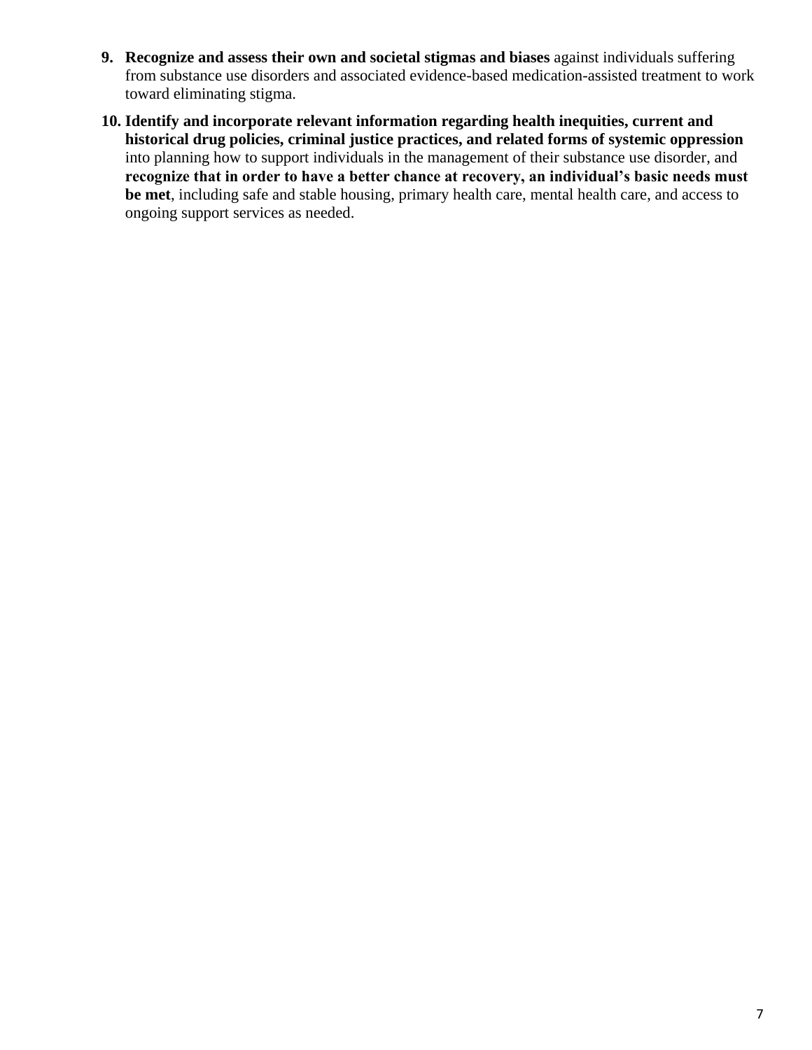9. **Recognize and assess their own and societal stigmas and biases** against individuals suffering from substance use disorders and associated evidence-based medication-assisted treatment to work toward eliminating stigma.

10. **Identify and incorporate relevant information regarding health inequities, current and historical drug policies, criminal justice practices, and related forms of systemic oppression** into planning how to support individuals in the management of their substance use disorder, and **recognize that in order to have a better chance at recovery, an individual's basic needs must be met**, including safe and stable housing, primary health care, mental health care, and access to ongoing support services as needed.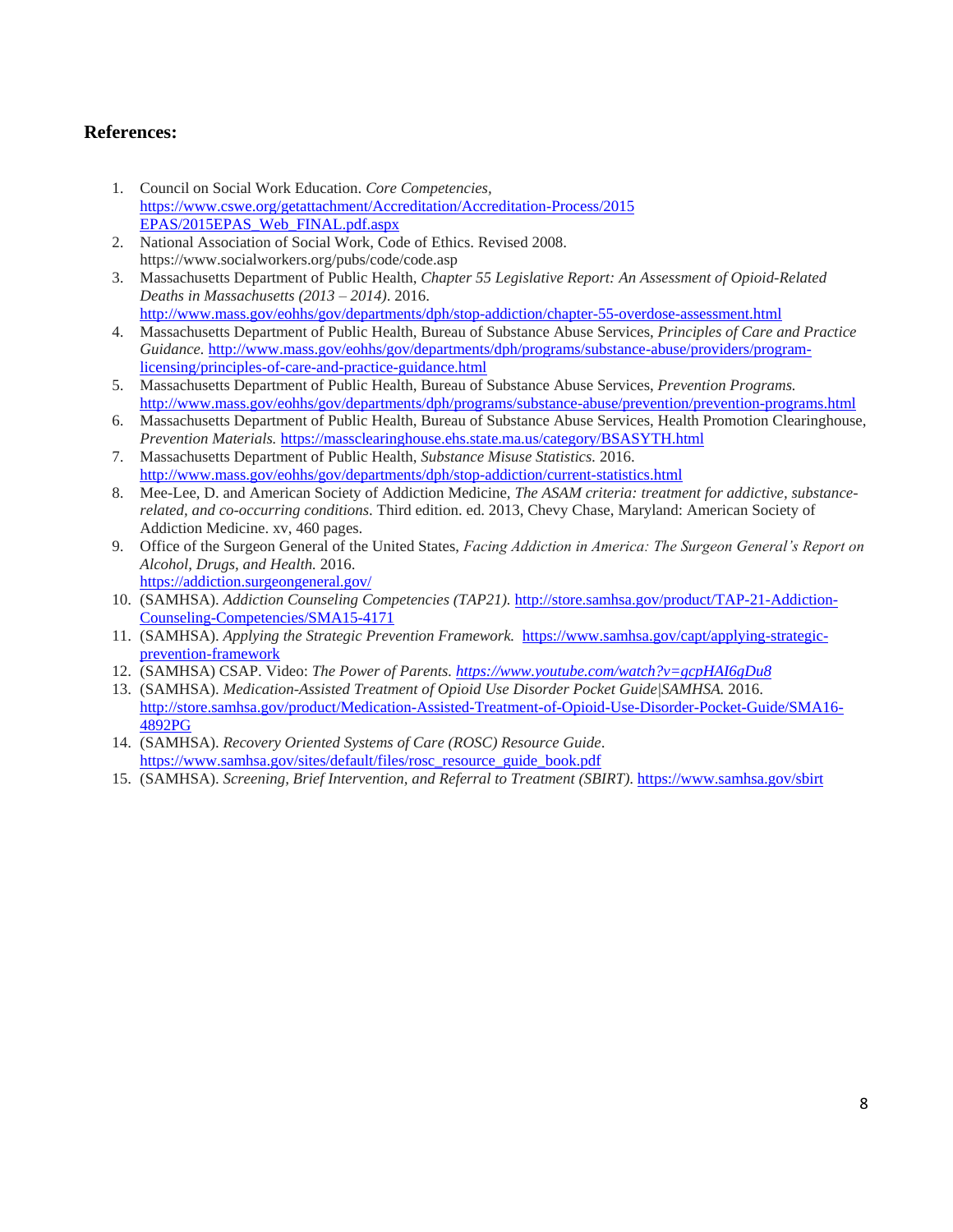## References:

1. Council on Social Work Education. *Core Competencies*, https://www.cswe.org/getattachment/Accreditation/Accreditation-Process/2015 EPAS/2015EPAS_Web_FINAL.pdf.aspx
2. National Association of Social Work, Code of Ethics. Revised 2008. https://www.socialworkers.org/pubs/code/code.asp
3. Massachusetts Department of Public Health, *Chapter 55 Legislative Report: An Assessment of Opioid-Related Deaths in Massachusetts (2013 – 2014)*. 2016. http://www.mass.gov/eohhs/gov/departments/dph/stop-addiction/chapter-55-overdose-assessment.html
4. Massachusetts Department of Public Health, Bureau of Substance Abuse Services, *Principles of Care and Practice Guidance.* http://www.mass.gov/eohhs/gov/departments/dph/programs/substance-abuse/providers/program-licensing/principles-of-care-and-practice-guidance.html
5. Massachusetts Department of Public Health, Bureau of Substance Abuse Services, *Prevention Programs.* http://www.mass.gov/eohhs/gov/departments/dph/programs/substance-abuse/prevention/prevention-programs.html
6. Massachusetts Department of Public Health, Bureau of Substance Abuse Services, Health Promotion Clearinghouse, *Prevention Materials.* https://massclearinghouse.ehs.state.ma.us/category/BSASYTH.html
7. Massachusetts Department of Public Health, *Substance Misuse Statistics.* 2016. http://www.mass.gov/eohhs/gov/departments/dph/stop-addiction/current-statistics.html
8. Mee-Lee, D. and American Society of Addiction Medicine, *The ASAM criteria: treatment for addictive, substance-related, and co-occurring conditions.* Third edition. ed. 2013, Chevy Chase, Maryland: American Society of Addiction Medicine. xv, 460 pages.
9. Office of the Surgeon General of the United States, *Facing Addiction in America: The Surgeon General's Report on Alcohol, Drugs, and Health.* 2016. https://addiction.surgeongeneral.gov/
10. (SAMHSA). *Addiction Counseling Competencies (TAP21).* http://store.samhsa.gov/product/TAP-21-Addiction-Counseling-Competencies/SMA15-4171
11. (SAMHSA). *Applying the Strategic Prevention Framework.* https://www.samhsa.gov/capt/applying-strategic-prevention-framework
12. (SAMHSA) CSAP. Video: *The Power of Parents. https://www.youtube.com/watch?v=gcpHAI6gDu8*
13. (SAMHSA). *Medication-Assisted Treatment of Opioid Use Disorder Pocket Guide|SAMHSA.* 2016. http://store.samhsa.gov/product/Medication-Assisted-Treatment-of-Opioid-Use-Disorder-Pocket-Guide/SMA16-4892PG
14. (SAMHSA). *Recovery Oriented Systems of Care (ROSC) Resource Guide*. https://www.samhsa.gov/sites/default/files/rosc_resource_guide_book.pdf
15. (SAMHSA). *Screening, Brief Intervention, and Referral to Treatment (SBIRT).* https://www.samhsa.gov/sbirt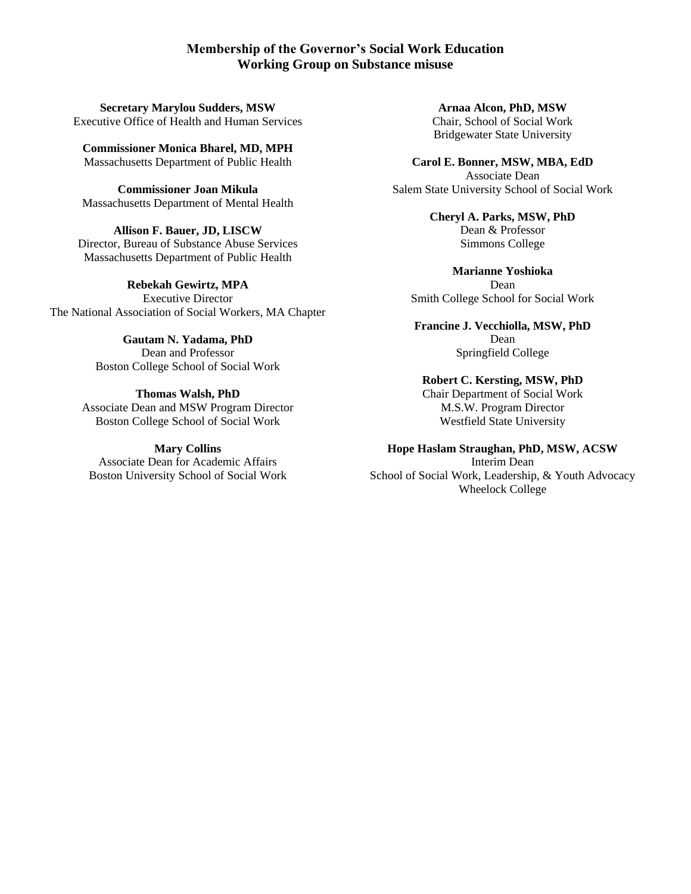## Membership of the Governor's Social Work Education Working Group on Substance misuse

**Secretary Marylou Sudders, MSW**
Executive Office of Health and Human Services

**Commissioner Monica Bharel, MD, MPH**
Massachusetts Department of Public Health

**Commissioner Joan Mikula**
Massachusetts Department of Mental Health

**Allison F. Bauer, JD, LISCW**
Director, Bureau of Substance Abuse Services
Massachusetts Department of Public Health

**Rebekah Gewirtz, MPA**
Executive Director
The National Association of Social Workers, MA Chapter

**Gautam N. Yadama, PhD**
Dean and Professor
Boston College School of Social Work

**Thomas Walsh, PhD**
Associate Dean and MSW Program Director
Boston College School of Social Work

**Mary Collins**
Associate Dean for Academic Affairs
Boston University School of Social Work

**Arnaa Alcon, PhD, MSW**
Chair, School of Social Work
Bridgewater State University

**Carol E. Bonner, MSW, MBA, EdD**
Associate Dean
Salem State University School of Social Work

**Cheryl A. Parks, MSW, PhD**
Dean & Professor
Simmons College

**Marianne Yoshioka**
Dean
Smith College School for Social Work

**Francine J. Vecchiolla, MSW, PhD**
Dean
Springfield College

**Robert C. Kersting, MSW, PhD**
Chair Department of Social Work
M.S.W. Program Director
Westfield State University

**Hope Haslam Straughan, PhD, MSW, ACSW**
Interim Dean
School of Social Work, Leadership, & Youth Advocacy
Wheelock College